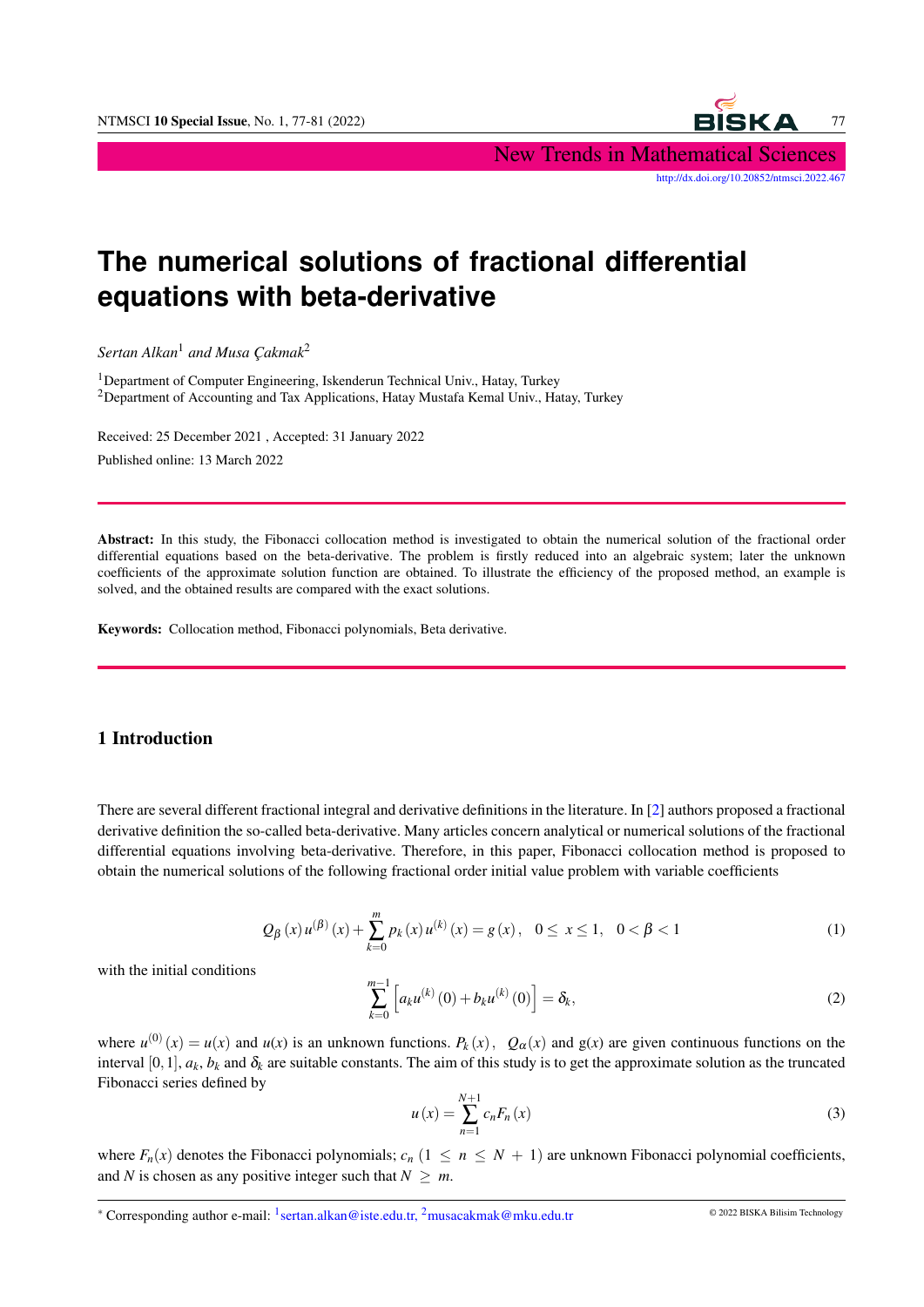# The numerical solutions of fractional differential equations with beta-derivative

*Sertan Alkan*[1] *and Musa Çakmak*[2]

[1]Department of Computer Engineering, Iskenderun Technical Univ., Hatay, Turkey
[2]Department of Accounting and Tax Applications, Hatay Mustafa Kemal Univ., Hatay, Turkey

Received: 25 December 2021 , Accepted: 31 January 2022

Published online: 13 March 2022

**Abstract:** In this study, the Fibonacci collocation method is investigated to obtain the numerical solution of the fractional order differential equations based on the beta-derivative. The problem is firstly reduced into an algebraic system; later the unknown coefficients of the approximate solution function are obtained. To illustrate the efficiency of the proposed method, an example is solved, and the obtained results are compared with the exact solutions.

**Keywords:** Collocation method, Fibonacci polynomials, Beta derivative.

## 1 Introduction

There are several different fractional integral and derivative definitions in the literature. In [2] authors proposed a fractional derivative definition the so-called beta-derivative. Many articles concern analytical or numerical solutions of the fractional differential equations involving beta-derivative. Therefore, in this paper, Fibonacci collocation method is proposed to obtain the numerical solutions of the following fractional order initial value problem with variable coefficients

$$Q_{\beta}(x)\,u^{(\beta)}(x)+\sum_{k=0}^{m}p_k(x)\,u^{(k)}(x)=g(x),\quad 0\leq x\leq 1,\quad 0<\beta<1 \tag{1}$$

with the initial conditions

$$\sum_{k=0}^{m-1}\left[a_k u^{(k)}(0)+b_k u^{(k)}(0)\right]=\delta_k, \tag{2}$$

where $u^{(0)}(x)=u(x)$ and $u(x)$ is an unknown functions. $P_k(x)$, $Q_{\alpha}(x)$ and g($x$) are given continuous functions on the interval $[0,1]$, $a_k$, $b_k$ and $\delta_k$ are suitable constants. The aim of this study is to get the approximate solution as the truncated Fibonacci series defined by

$$u(x)=\sum_{n=1}^{N+1}c_nF_n(x) \tag{3}$$

where $F_n(x)$ denotes the Fibonacci polynomials; $c_n$ $(1\leq n\leq N+1)$ are unknown Fibonacci polynomial coefficients, and $N$ is chosen as any positive integer such that $N\geq m$.

* Corresponding author e-mail: [1]sertan.alkan@iste.edu.tr, [2]musacakmak@mku.edu.tr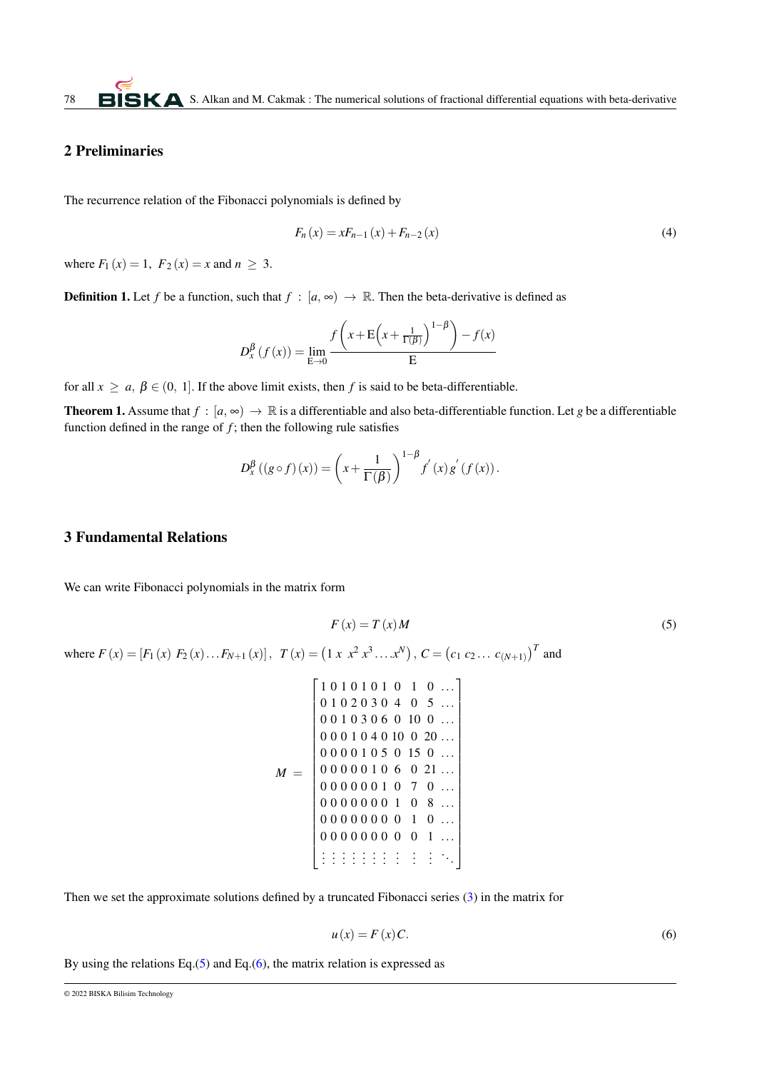## 2 Preliminaries

The recurrence relation of the Fibonacci polynomials is defined by

$$F_n(x) = xF_{n-1}(x) + F_{n-2}(x) \tag{4}$$

where $F_1(x) = 1,\ F_2(x) = x$ and $n \geq 3$.

**Definition 1.** Let $f$ be a function, such that $f : [a, \infty) \to \mathbb{R}$. Then the beta-derivative is defined as

$$D_x^{\beta}(f(x)) = \lim_{\mathrm{E}\to 0} \frac{f\left(x + \mathrm{E}\left(x + \frac{1}{\Gamma(\beta)}\right)^{1-\beta}\right) - f(x)}{\mathrm{E}}$$

for all $x \geq a$, $\beta \in (0, 1]$. If the above limit exists, then $f$ is said to be beta-differentiable.

**Theorem 1.** Assume that $f : [a, \infty) \to \mathbb{R}$ is a differentiable and also beta-differentiable function. Let $g$ be a differentiable function defined in the range of $f$; then the following rule satisfies

$$D_x^{\beta}((g \circ f)(x)) = \left(x + \frac{1}{\Gamma(\beta)}\right)^{1-\beta} f'(x)\, g'(f(x)).$$

## 3 Fundamental Relations

We can write Fibonacci polynomials in the matrix form

$$F(x) = T(x)M \tag{5}$$

where $F(x) = [F_1(x)\ F_2(x) \ldots F_{N+1}(x)]$, $T(x) = \left(1\ x\ x^2\ x^3 \ldots x^N\right)$, $C = \left(c_1\ c_2 \ldots\ c_{(N+1)}\right)^T$ and

$$M = \begin{bmatrix}
1 & 0 & 1 & 0 & 1 & 0 & 1 & 0 & 1 & 0 & \ldots \\
0 & 1 & 0 & 2 & 0 & 3 & 0 & 4 & 0 & 5 & \ldots \\
0 & 0 & 1 & 0 & 3 & 0 & 6 & 0 & 10 & 0 & \ldots \\
0 & 0 & 0 & 1 & 0 & 4 & 0 & 10 & 0 & 20 & \ldots \\
0 & 0 & 0 & 0 & 1 & 0 & 5 & 0 & 15 & 0 & \ldots \\
0 & 0 & 0 & 0 & 0 & 1 & 0 & 6 & 0 & 21 & \ldots \\
0 & 0 & 0 & 0 & 0 & 0 & 1 & 0 & 7 & 0 & \ldots \\
0 & 0 & 0 & 0 & 0 & 0 & 0 & 1 & 0 & 8 & \ldots \\
0 & 0 & 0 & 0 & 0 & 0 & 0 & 0 & 1 & 0 & \ldots \\
0 & 0 & 0 & 0 & 0 & 0 & 0 & 0 & 0 & 1 & \ldots \\
\vdots & \vdots & \vdots & \vdots & \vdots & \vdots & \vdots & \vdots & \vdots & \vdots & \ddots
\end{bmatrix}$$

Then we set the approximate solutions defined by a truncated Fibonacci series (3) in the matrix for

$$u(x) = F(x)C. \tag{6}$$

By using the relations Eq.(5) and Eq.(6), the matrix relation is expressed as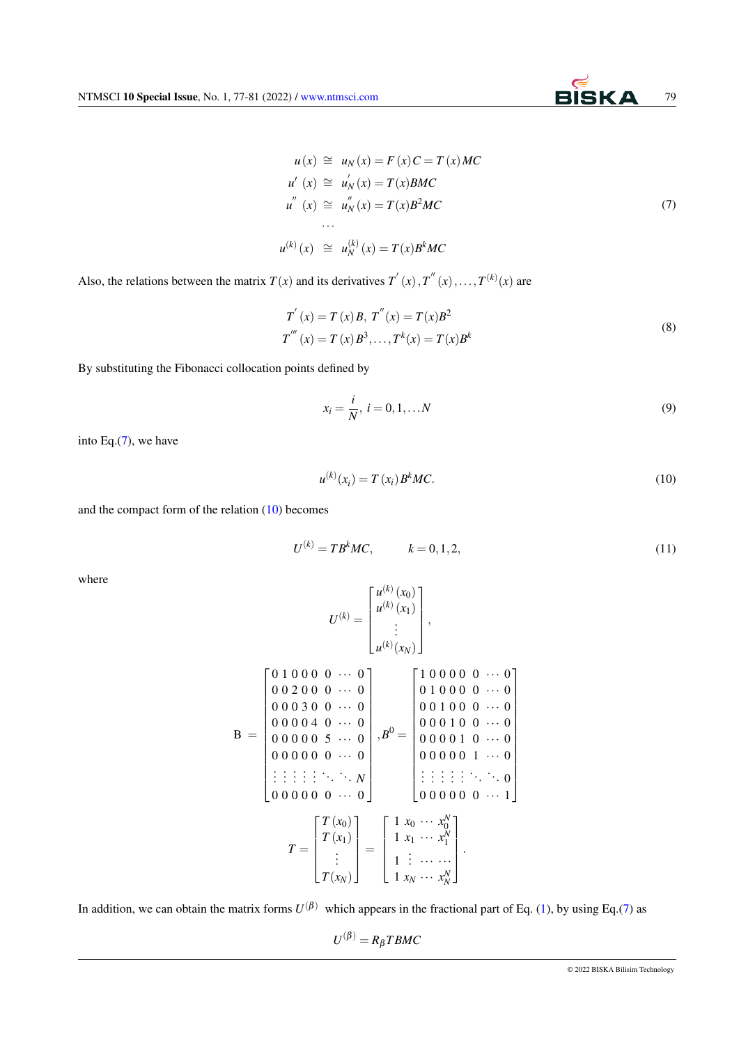$$
\begin{aligned}
u(x) &\cong u_N(x) = F(x)C = T(x)MC \\
u'(x) &\cong u_N'(x) = T(x)BMC \\
u''(x) &\cong u_N''(x) = T(x)B^2MC \\
&\cdots \\
u^{(k)}(x) &\cong u_N^{(k)}(x) = T(x)B^kMC
\end{aligned}
\tag{7}
$$

Also, the relations between the matrix $T(x)$ and its derivatives $T'(x), T''(x), \ldots, T^{(k)}(x)$ are

$$
\begin{aligned}
&T'(x) = T(x)B,\ T''(x) = T(x)B^2 \\
&T'''(x) = T(x)B^3, \ldots, T^k(x) = T(x)B^k
\end{aligned}
\tag{8}
$$

By substituting the Fibonacci collocation points defined by

$$
x_i = \frac{i}{N},\ i = 0,1,\ldots N \tag{9}
$$

into Eq.(7), we have

$$
u^{(k)}(x_i) = T(x_i)B^kMC. \tag{10}
$$

and the compact form of the relation (10) becomes

$$
U^{(k)} = TB^kMC, \qquad k = 0,1,2, \tag{11}
$$

where

$$
U^{(k)} = \begin{bmatrix} u^{(k)}(x_0) \\ u^{(k)}(x_1) \\ \vdots \\ u^{(k)}(x_N) \end{bmatrix},
$$

$$
\mathrm{B} = \begin{bmatrix}
0 & 1 & 0 & 0 & 0 & 0 & \cdots & 0 \\
0 & 0 & 2 & 0 & 0 & 0 & \cdots & 0 \\
0 & 0 & 0 & 3 & 0 & 0 & \cdots & 0 \\
0 & 0 & 0 & 0 & 4 & 0 & \cdots & 0 \\
0 & 0 & 0 & 0 & 0 & 5 & \cdots & 0 \\
0 & 0 & 0 & 0 & 0 & 0 & \cdots & 0 \\
\vdots & \vdots & \vdots & \vdots & \vdots & \ddots & \ddots & N \\
0 & 0 & 0 & 0 & 0 & 0 & \cdots & 0
\end{bmatrix}, B^0 = \begin{bmatrix}
1 & 0 & 0 & 0 & 0 & 0 & \cdots & 0 \\
0 & 1 & 0 & 0 & 0 & 0 & \cdots & 0 \\
0 & 0 & 1 & 0 & 0 & 0 & \cdots & 0 \\
0 & 0 & 0 & 1 & 0 & 0 & \cdots & 0 \\
0 & 0 & 0 & 0 & 1 & 0 & \cdots & 0 \\
0 & 0 & 0 & 0 & 0 & 1 & \cdots & 0 \\
\vdots & \vdots & \vdots & \vdots & \vdots & \ddots & \ddots & 0 \\
0 & 0 & 0 & 0 & 0 & 0 & \cdots & 1
\end{bmatrix}
$$

$$
T = \begin{bmatrix} T(x_0) \\ T(x_1) \\ \vdots \\ T(x_N) \end{bmatrix} = \begin{bmatrix} 1 & x_0 & \cdots & x_0^N \\ 1 & x_1 & \cdots & x_1^N \\ 1 & \vdots & \cdots & \cdots \\ 1 & x_N & \cdots & x_N^N \end{bmatrix}.
$$

In addition, we can obtain the matrix forms $U^{(\beta)}$ which appears in the fractional part of Eq. (1), by using Eq.(7) as

$$
U^{(\beta)} = R_\beta TBMC
$$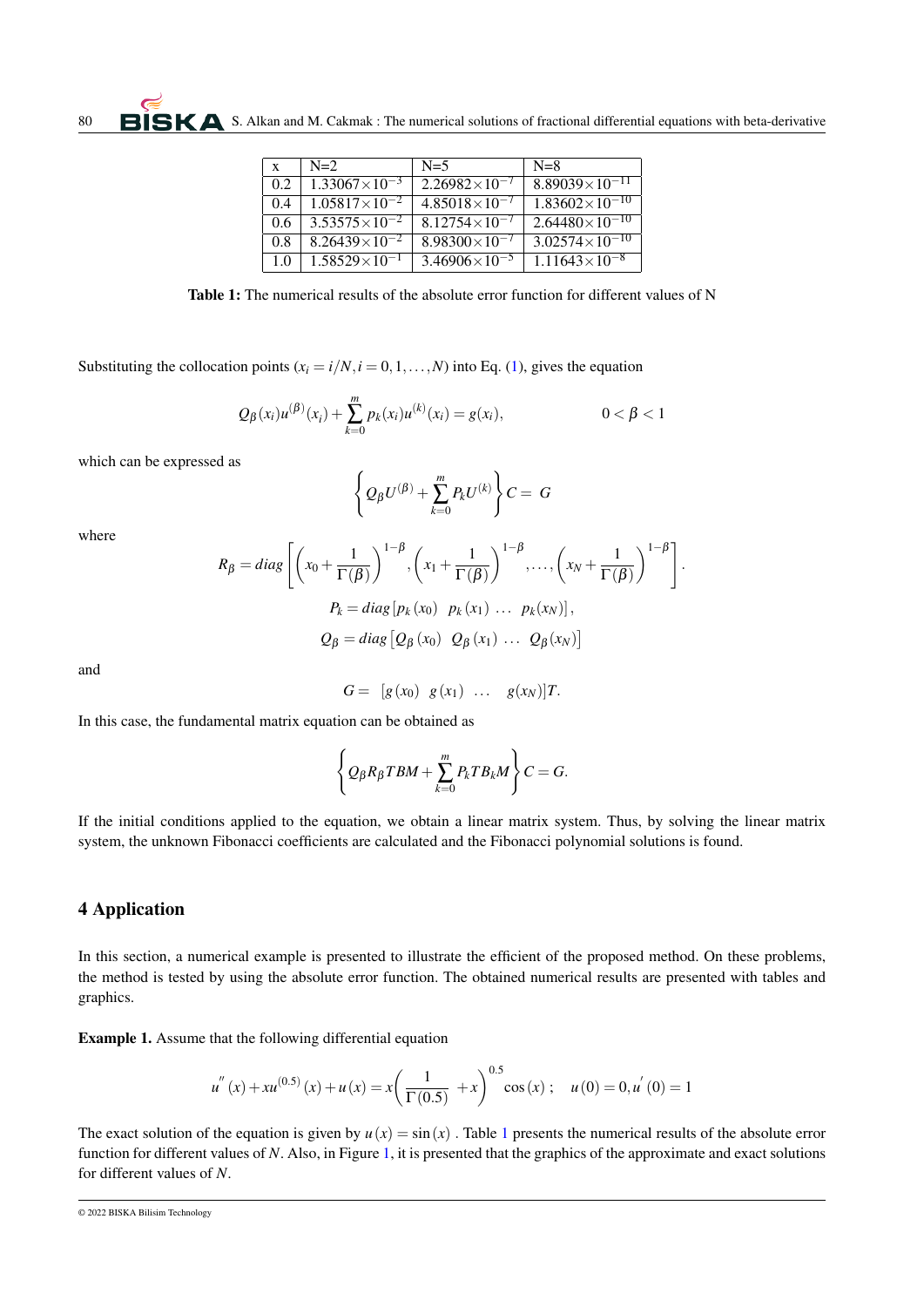| x | N=2 | N=5 | N=8 |
|---|---|---|---|
| 0.2 | $1.33067\times10^{-3}$ | $2.26982\times10^{-7}$ | $8.89039\times10^{-11}$ |
| 0.4 | $1.05817\times10^{-2}$ | $4.85018\times10^{-7}$ | $1.83602\times10^{-10}$ |
| 0.6 | $3.53575\times10^{-2}$ | $8.12754\times10^{-7}$ | $2.64480\times10^{-10}$ |
| 0.8 | $8.26439\times10^{-2}$ | $8.98300\times10^{-7}$ | $3.02574\times10^{-10}$ |
| 1.0 | $1.58529\times10^{-1}$ | $3.46906\times10^{-5}$ | $1.11643\times10^{-8}$ |

**Table 1:** The numerical results of the absolute error function for different values of N

Substituting the collocation points ($x_i = i/N, i = 0,1,\ldots,N$) into Eq. (1), gives the equation

$$Q_\beta(x_i)u^{(\beta)}(x_i) + \sum_{k=0}^{m} p_k(x_i)u^{(k)}(x_i) = g(x_i), \qquad 0<\beta<1$$

which can be expressed as

$$\left\{ Q_\beta U^{(\beta)} + \sum_{k=0}^{m} P_k U^{(k)} \right\} C = G$$

where

$$R_\beta = diag\left[ \left(x_0 + \frac{1}{\Gamma(\beta)}\right)^{1-\beta}, \left(x_1 + \frac{1}{\Gamma(\beta)}\right)^{1-\beta}, \ldots, \left(x_N + \frac{1}{\Gamma(\beta)}\right)^{1-\beta} \right].$$

$$P_k = diag\left[p_k(x_0) \;\; p_k(x_1) \;\ldots\; p_k(x_N)\right],$$

$$Q_\beta = diag\left[Q_\beta(x_0) \;\; Q_\beta(x_1) \;\ldots\; Q_\beta(x_N)\right]$$

and

$$G = \left[g(x_0) \;\; g(x_1) \;\; \ldots \;\; g(x_N)\right]T.$$

In this case, the fundamental matrix equation can be obtained as

$$\left\{ Q_\beta R_\beta TBM + \sum_{k=0}^{m} P_k TB_k M \right\} C = G.$$

If the initial conditions applied to the equation, we obtain a linear matrix system. Thus, by solving the linear matrix system, the unknown Fibonacci coefficients are calculated and the Fibonacci polynomial solutions is found.

## 4 Application

In this section, a numerical example is presented to illustrate the efficient of the proposed method. On these problems, the method is tested by using the absolute error function. The obtained numerical results are presented with tables and graphics.

**Example 1.** Assume that the following differential equation

$$u''(x) + xu^{(0.5)}(x) + u(x) = x\left(\frac{1}{\Gamma(0.5)} + x\right)^{0.5}\cos(x)\,; \quad u(0) = 0, u'(0) = 1$$

The exact solution of the equation is given by $u(x) = \sin(x)$. Table 1 presents the numerical results of the absolute error function for different values of $N$. Also, in Figure 1, it is presented that the graphics of the approximate and exact solutions for different values of $N$.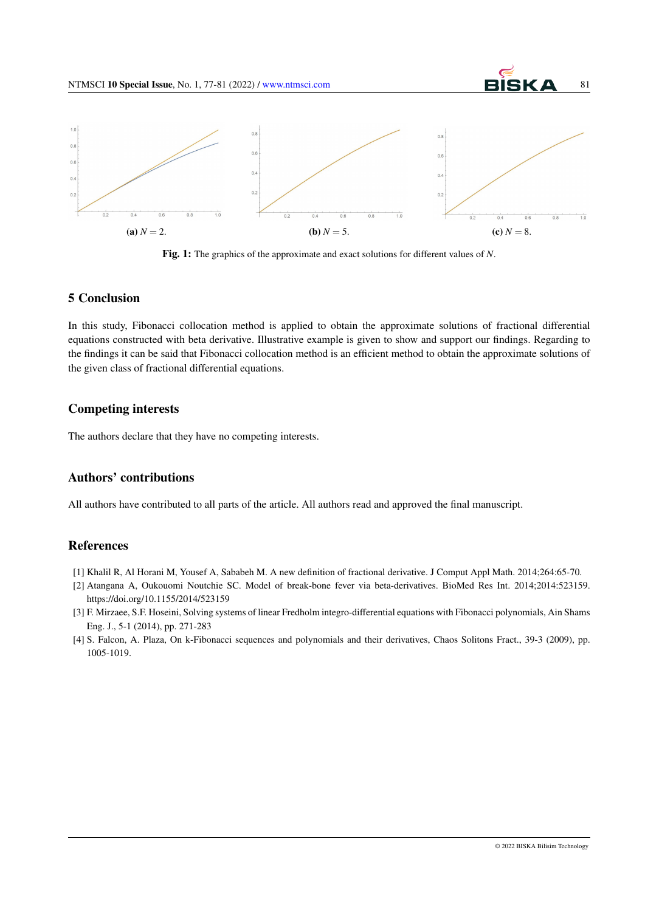0.2
0.4
0.6
0.8
1.0

0.2
0.4
0.6
0.8
1.0

(a) $N = 2$.

0.2
0.4
0.6
0.8

0.2
0.4
0.6
0.8
1.0

(b) $N = 5$.

0.2
0.4
0.6
0.8

0.2
0.4
0.6
0.8
1.0

(c) $N = 8$.

**Fig. 1:** The graphics of the approximate and exact solutions for different values of $N$.

## 5 Conclusion

In this study, Fibonacci collocation method is applied to obtain the approximate solutions of fractional differential equations constructed with beta derivative. Illustrative example is given to show and support our findings. Regarding to the findings it can be said that Fibonacci collocation method is an efficient method to obtain the approximate solutions of the given class of fractional differential equations.

## Competing interests

The authors declare that they have no competing interests.

## Authors' contributions

All authors have contributed to all parts of the article. All authors read and approved the final manuscript.

## References

[1] Khalil R, Al Horani M, Yousef A, Sababeh M. A new definition of fractional derivative. J Comput Appl Math. 2014;264:65-70.

[2] Atangana A, Oukouomi Noutchie SC. Model of break-bone fever via beta-derivatives. BioMed Res Int. 2014;2014:523159. https://doi.org/10.1155/2014/523159

[3] F. Mirzaee, S.F. Hoseini, Solving systems of linear Fredholm integro-differential equations with Fibonacci polynomials, Ain Shams Eng. J., 5-1 (2014), pp. 271-283

[4] S. Falcon, A. Plaza, On k-Fibonacci sequences and polynomials and their derivatives, Chaos Solitons Fract., 39-3 (2009), pp. 1005-1019.